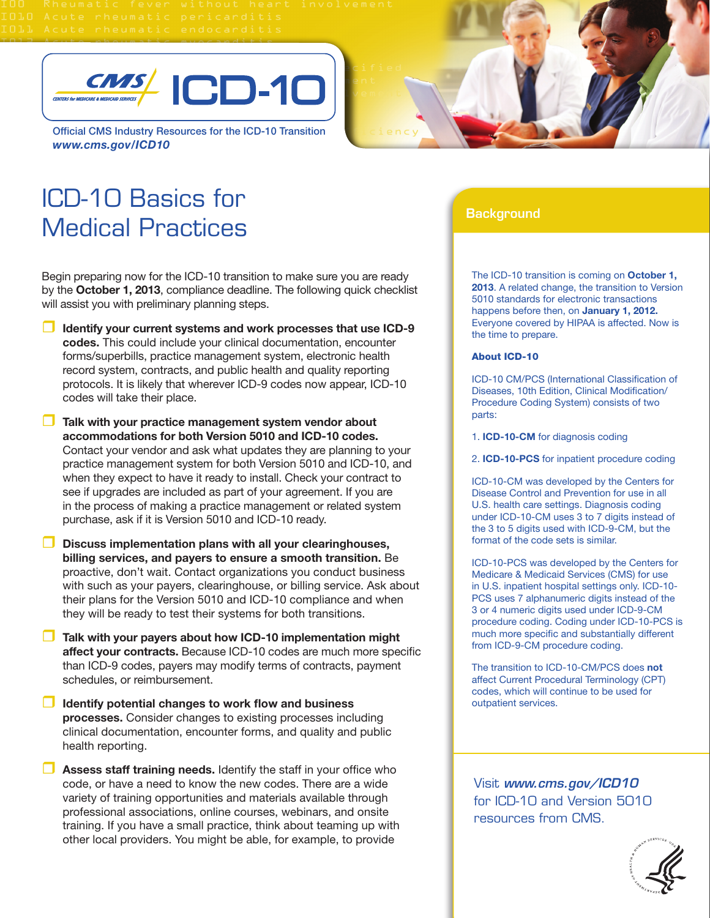Official CMS Industry Resources for the ICD-10 Transition
*www.cms.gov/ICD10*

# ICD-10 Basics for Medical Practices

Begin preparing now for the ICD-10 transition to make sure you are ready by the **October 1, 2013**, compliance deadline. The following quick checklist will assist you with preliminary planning steps.

- ❑ **Identify your current systems and work processes that use ICD-9 codes.** This could include your clinical documentation, encounter forms/superbills, practice management system, electronic health record system, contracts, and public health and quality reporting protocols. It is likely that wherever ICD-9 codes now appear, ICD-10 codes will take their place.
- ❑ **Talk with your practice management system vendor about accommodations for both Version 5010 and ICD-10 codes.** Contact your vendor and ask what updates they are planning to your practice management system for both Version 5010 and ICD-10, and when they expect to have it ready to install. Check your contract to see if upgrades are included as part of your agreement. If you are in the process of making a practice management or related system purchase, ask if it is Version 5010 and ICD-10 ready.
- ❑ **Discuss implementation plans with all your clearinghouses, billing services, and payers to ensure a smooth transition.** Be proactive, don't wait. Contact organizations you conduct business with such as your payers, clearinghouse, or billing service. Ask about their plans for the Version 5010 and ICD-10 compliance and when they will be ready to test their systems for both transitions.
- ❑ **Talk with your payers about how ICD-10 implementation might affect your contracts.** Because ICD-10 codes are much more specific than ICD-9 codes, payers may modify terms of contracts, payment schedules, or reimbursement.
- ❑ **Identify potential changes to work flow and business processes.** Consider changes to existing processes including clinical documentation, encounter forms, and quality and public health reporting.
- ❑ **Assess staff training needs.** Identify the staff in your office who code, or have a need to know the new codes. There are a wide variety of training opportunities and materials available through professional associations, online courses, webinars, and onsite training. If you have a small practice, think about teaming up with other local providers. You might be able, for example, to provide

## Background

The ICD-10 transition is coming on **October 1, 2013**. A related change, the transition to Version 5010 standards for electronic transactions happens before then, on **January 1, 2012.** Everyone covered by HIPAA is affected. Now is the time to prepare.

### About ICD-10

ICD-10 CM/PCS (International Classification of Diseases, 10th Edition, Clinical Modification/ Procedure Coding System) consists of two parts:

1. **ICD-10-CM** for diagnosis coding
2. **ICD-10-PCS** for inpatient procedure coding

ICD-10-CM was developed by the Centers for Disease Control and Prevention for use in all U.S. health care settings. Diagnosis coding under ICD-10-CM uses 3 to 7 digits instead of the 3 to 5 digits used with ICD-9-CM, but the format of the code sets is similar.

ICD-10-PCS was developed by the Centers for Medicare & Medicaid Services (CMS) for use in U.S. inpatient hospital settings only. ICD-10-PCS uses 7 alphanumeric digits instead of the 3 or 4 numeric digits used under ICD-9-CM procedure coding. Coding under ICD-10-PCS is much more specific and substantially different from ICD-9-CM procedure coding.

The transition to ICD-10-CM/PCS does **not** affect Current Procedural Terminology (CPT) codes, which will continue to be used for outpatient services.

Visit ***www.cms.gov/ICD10*** for ICD-10 and Version 5010 resources from CMS.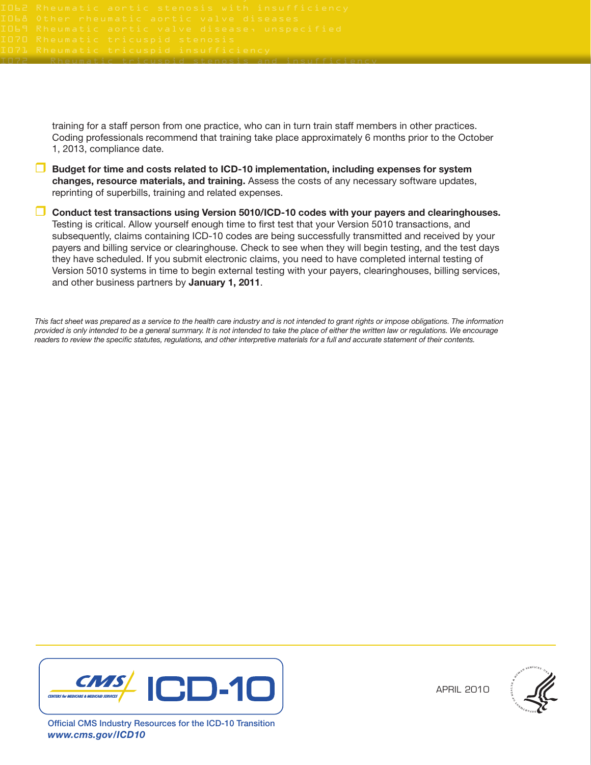training for a staff person from one practice, who can in turn train staff members in other practices. Coding professionals recommend that training take place approximately 6 months prior to the October 1, 2013, compliance date.

- **Budget for time and costs related to ICD-10 implementation, including expenses for system changes, resource materials, and training.** Assess the costs of any necessary software updates, reprinting of superbills, training and related expenses.

- **Conduct test transactions using Version 5010/ICD-10 codes with your payers and clearinghouses.** Testing is critical. Allow yourself enough time to first test that your Version 5010 transactions, and subsequently, claims containing ICD-10 codes are being successfully transmitted and received by your payers and billing service or clearinghouse. Check to see when they will begin testing, and the test days they have scheduled. If you submit electronic claims, you need to have completed internal testing of Version 5010 systems in time to begin external testing with your payers, clearinghouses, billing services, and other business partners by **January 1, 2011**.

*This fact sheet was prepared as a service to the health care industry and is not intended to grant rights or impose obligations. The information provided is only intended to be a general summary. It is not intended to take the place of either the written law or regulations. We encourage readers to review the specific statutes, regulations, and other interpretive materials for a full and accurate statement of their contents.*

Official CMS Industry Resources for the ICD-10 Transition
***www.cms.gov/ICD10***

APRIL 2010